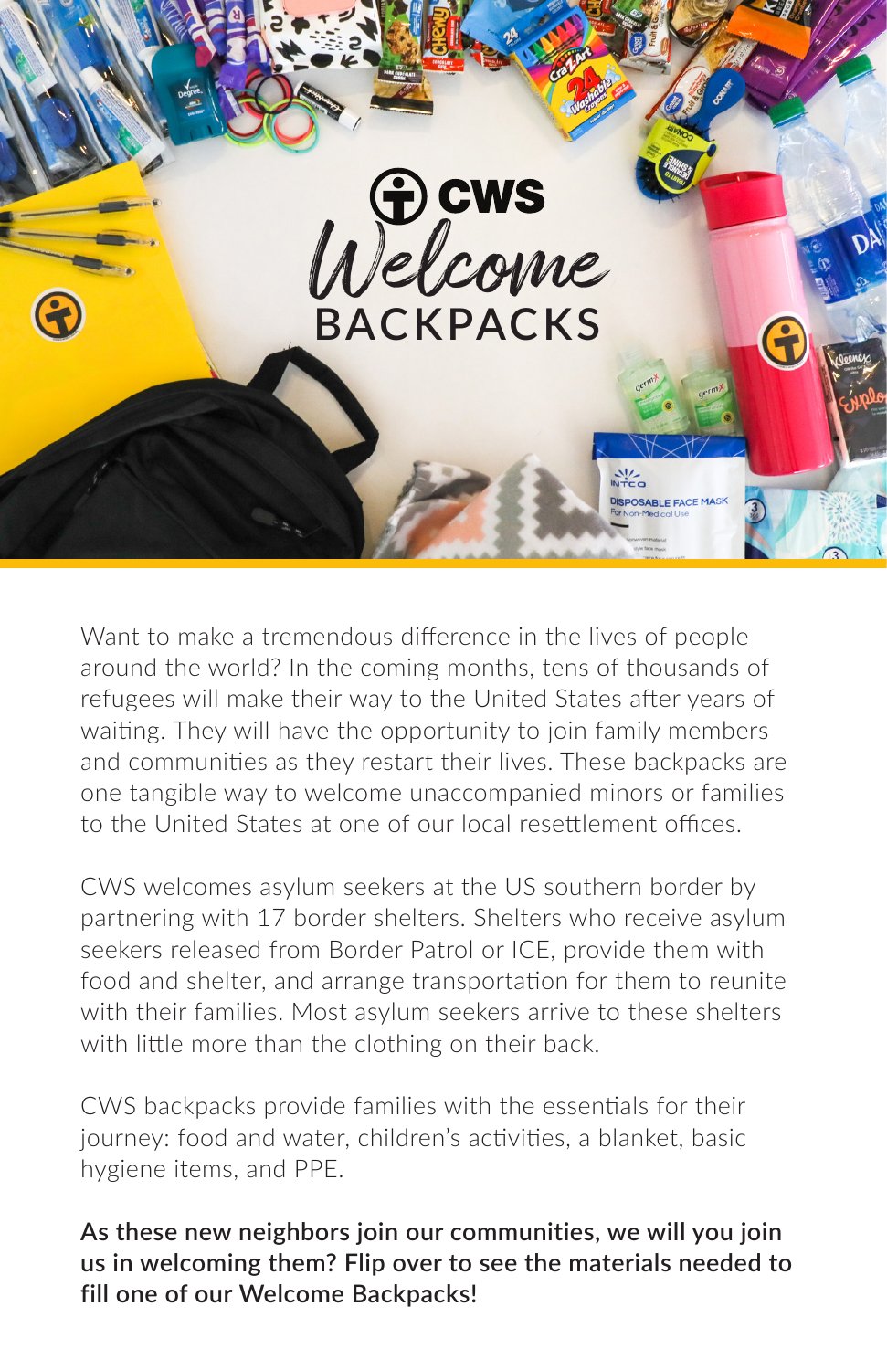# CWS Welcome BACKPACKS

Want to make a tremendous difference in the lives of people around the world? In the coming months, tens of thousands of refugees will make their way to the United States after years of waiting. They will have the opportunity to join family members and communities as they restart their lives. These backpacks are one tangible way to welcome unaccompanied minors or families to the United States at one of our local resettlement offices.

CWS welcomes asylum seekers at the US southern border by partnering with 17 border shelters. Shelters who receive asylum seekers released from Border Patrol or ICE, provide them with food and shelter, and arrange transportation for them to reunite with their families. Most asylum seekers arrive to these shelters with little more than the clothing on their back.

CWS backpacks provide families with the essentials for their journey: food and water, children's activities, a blanket, basic hygiene items, and PPE.

**As these new neighbors join our communities, we will you join us in welcoming them? Flip over to see the materials needed to fill one of our Welcome Backpacks!**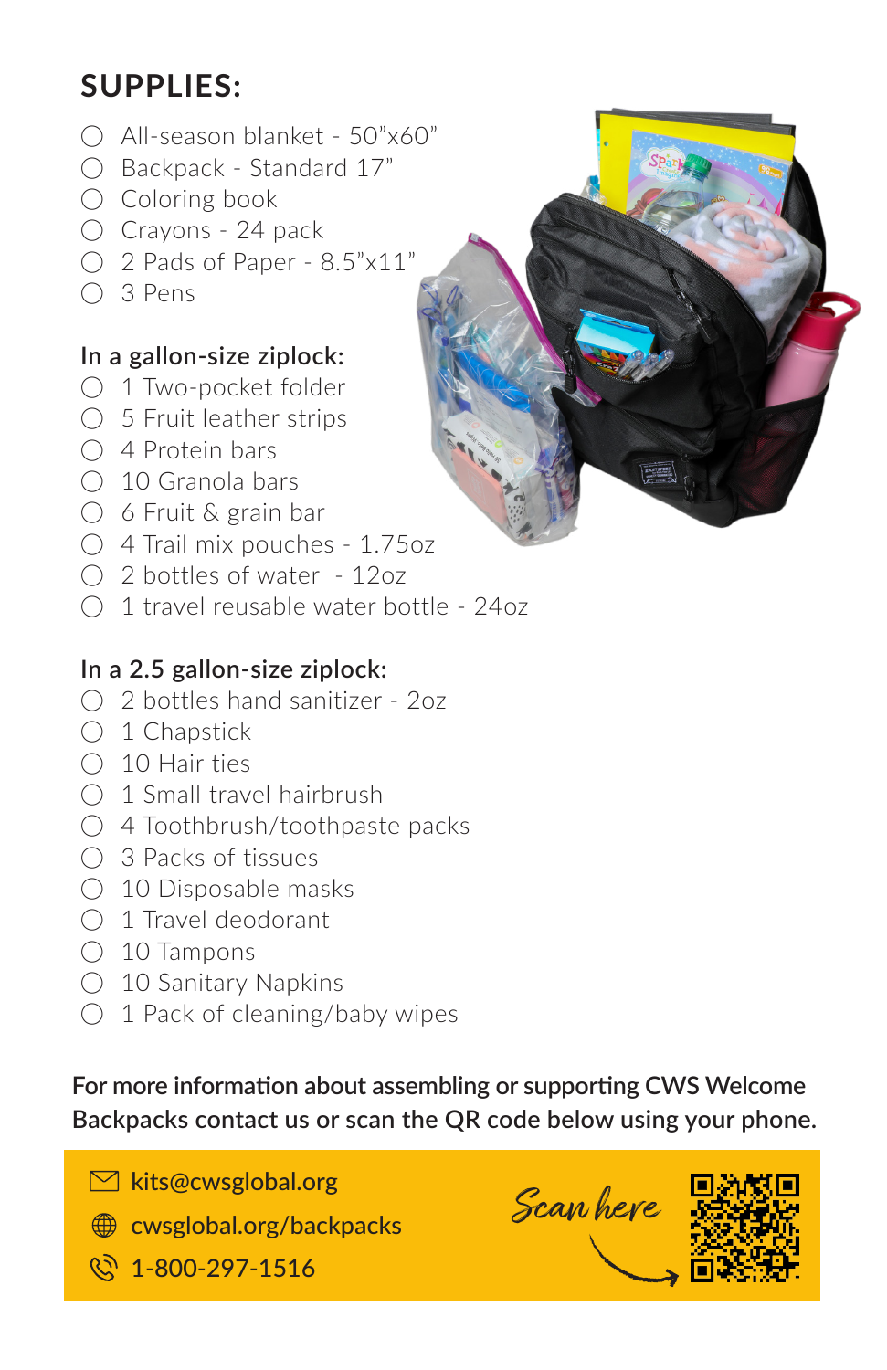## SUPPLIES:

- ◯ All-season blanket - 50"x60"
- ◯ Backpack - Standard 17"
- ◯ Coloring book
- ◯ Crayons - 24 pack
- ◯ 2 Pads of Paper - 8.5"x11"
- ◯ 3 Pens

### In a gallon-size ziplock:

- ◯ 1 Two-pocket folder
- ◯ 5 Fruit leather strips
- ◯ 4 Protein bars
- ◯ 10 Granola bars
- ◯ 6 Fruit & grain bar
- ◯ 4 Trail mix pouches - 1.75oz
- ◯ 2 bottles of water - 12oz
- ◯ 1 travel reusable water bottle - 24oz

### In a 2.5 gallon-size ziplock:

- ◯ 2 bottles hand sanitizer - 2oz
- ◯ 1 Chapstick
- ◯ 10 Hair ties
- ◯ 1 Small travel hairbrush
- ◯ 4 Toothbrush/toothpaste packs
- ◯ 3 Packs of tissues
- ◯ 10 Disposable masks
- ◯ 1 Travel deodorant
- ◯ 10 Tampons
- ◯ 10 Sanitary Napkins
- ◯ 1 Pack of cleaning/baby wipes

**For more information about assembling or supporting CWS Welcome Backpacks contact us or scan the QR code below using your phone.**

- kits@cwsglobal.org
- cwsglobal.org/backpacks
- 1-800-297-1516

*Scan here*